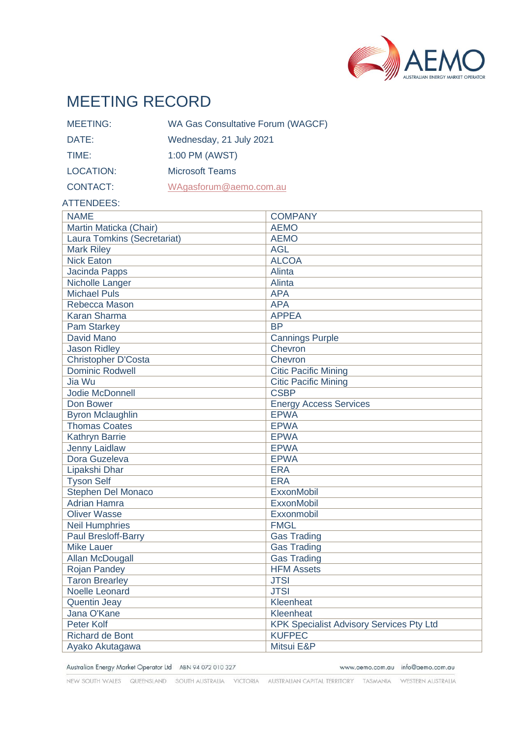# MEETING RECORD

| | |
|---|---|
| MEETING: | WA Gas Consultative Forum (WAGCF) |
| DATE: | Wednesday, 21 July 2021 |
| TIME: | 1:00 PM (AWST) |
| LOCATION: | Microsoft Teams |
| CONTACT: | WAgasforum@aemo.com.au |

ATTENDEES:

| NAME | COMPANY |
|---|---|
| Martin Maticka (Chair) | AEMO |
| Laura Tomkins (Secretariat) | AEMO |
| Mark Riley | AGL |
| Nick Eaton | ALCOA |
| Jacinda Papps | Alinta |
| Nicholle Langer | Alinta |
| Michael Puls | APA |
| Rebecca Mason | APA |
| Karan Sharma | APPEA |
| Pam Starkey | BP |
| David Mano | Cannings Purple |
| Jason Ridley | Chevron |
| Christopher D'Costa | Chevron |
| Dominic Rodwell | Citic Pacific Mining |
| Jia Wu | Citic Pacific Mining |
| Jodie McDonnell | CSBP |
| Don Bower | Energy Access Services |
| Byron Mclaughlin | EPWA |
| Thomas Coates | EPWA |
| Kathryn Barrie | EPWA |
| Jenny Laidlaw | EPWA |
| Dora Guzeleva | EPWA |
| Lipakshi Dhar | ERA |
| Tyson Self | ERA |
| Stephen Del Monaco | ExxonMobil |
| Adrian Hamra | ExxonMobil |
| Oliver Wasse | Exxonmobil |
| Neil Humphries | FMGL |
| Paul Bresloff-Barry | Gas Trading |
| Mike Lauer | Gas Trading |
| Allan McDougall | Gas Trading |
| Rojan Pandey | HFM Assets |
| Taron Brearley | JTSI |
| Noelle Leonard | JTSI |
| Quentin Jeay | Kleenheat |
| Jana O'Kane | Kleenheat |
| Peter Kolf | KPK Specialist Advisory Services Pty Ltd |
| Richard de Bont | KUFPEC |
| Ayako Akutagawa | Mitsui E&P |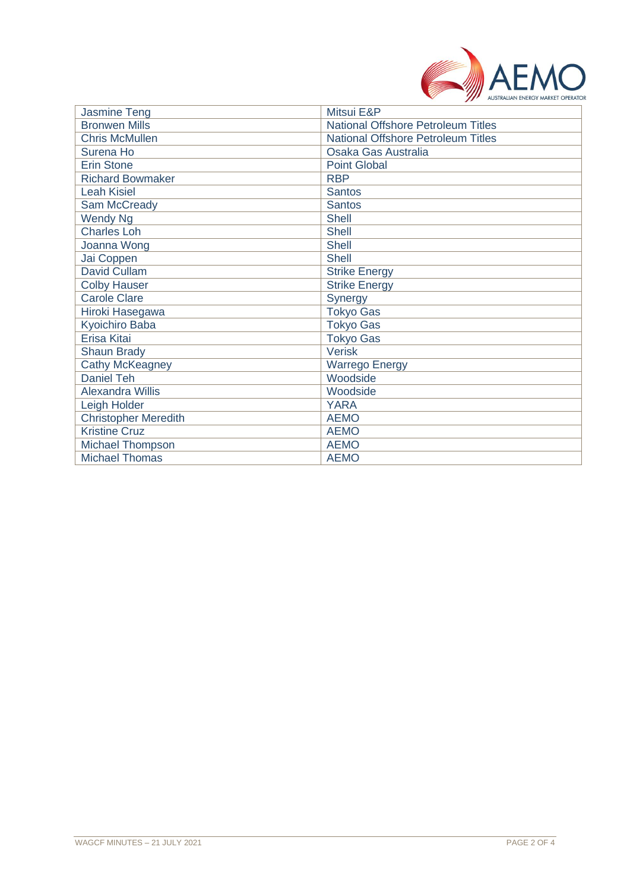| Jasmine Teng | Mitsui E&P |
|---|---|
| Bronwen Mills | National Offshore Petroleum Titles |
| Chris McMullen | National Offshore Petroleum Titles |
| Surena Ho | Osaka Gas Australia |
| Erin Stone | Point Global |
| Richard Bowmaker | RBP |
| Leah Kisiel | Santos |
| Sam McCready | Santos |
| Wendy Ng | Shell |
| Charles Loh | Shell |
| Joanna Wong | Shell |
| Jai Coppen | Shell |
| David Cullam | Strike Energy |
| Colby Hauser | Strike Energy |
| Carole Clare | Synergy |
| Hiroki Hasegawa | Tokyo Gas |
| Kyoichiro Baba | Tokyo Gas |
| Erisa Kitai | Tokyo Gas |
| Shaun Brady | Verisk |
| Cathy McKeagney | Warrego Energy |
| Daniel Teh | Woodside |
| Alexandra Willis | Woodside |
| Leigh Holder | YARA |
| Christopher Meredith | AEMO |
| Kristine Cruz | AEMO |
| Michael Thompson | AEMO |
| Michael Thomas | AEMO |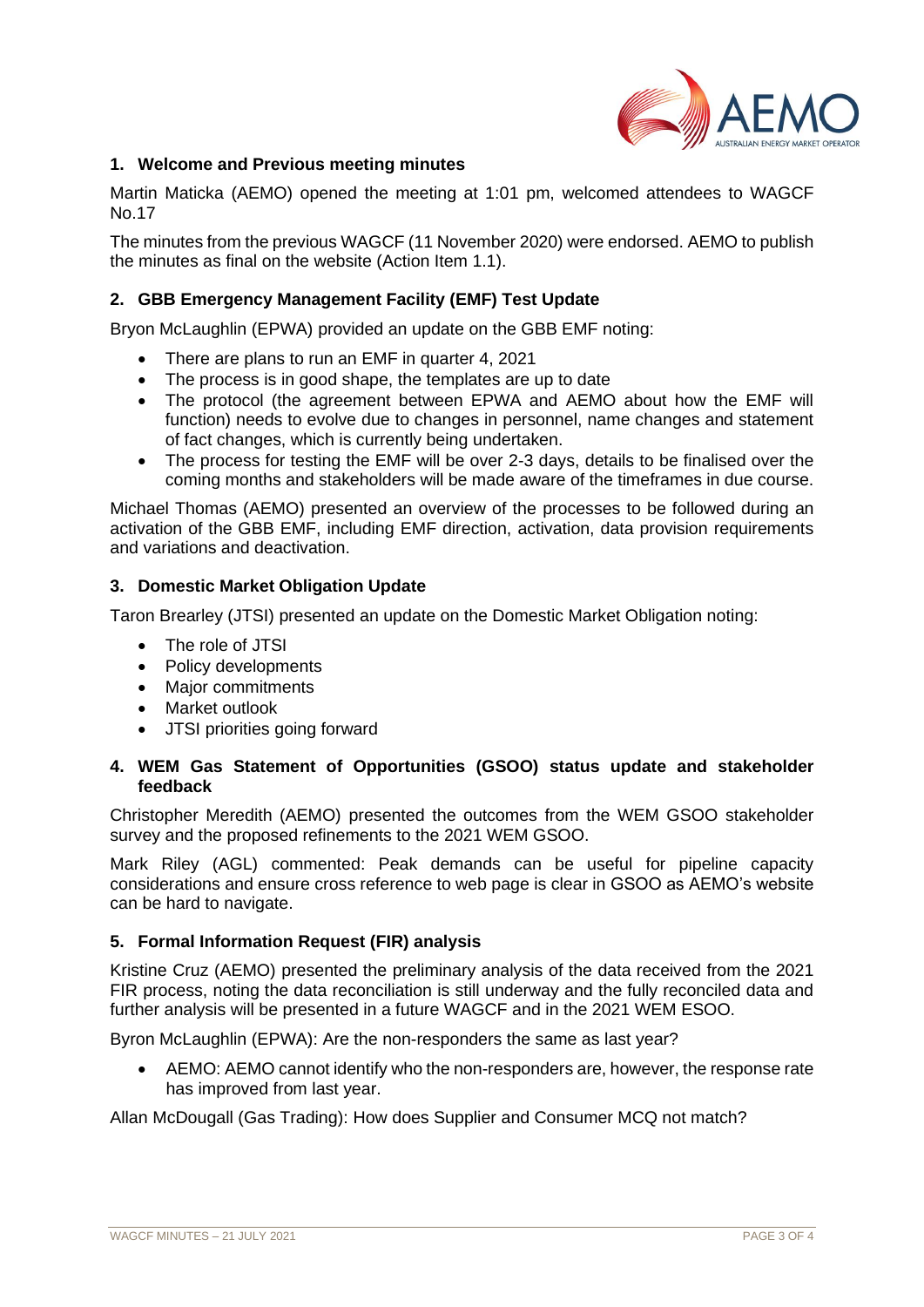## 1. Welcome and Previous meeting minutes

Martin Maticka (AEMO) opened the meeting at 1:01 pm, welcomed attendees to WAGCF No.17

The minutes from the previous WAGCF (11 November 2020) were endorsed. AEMO to publish the minutes as final on the website (Action Item 1.1).

## 2. GBB Emergency Management Facility (EMF) Test Update

Bryon McLaughlin (EPWA) provided an update on the GBB EMF noting:

- There are plans to run an EMF in quarter 4, 2021
- The process is in good shape, the templates are up to date
- The protocol (the agreement between EPWA and AEMO about how the EMF will function) needs to evolve due to changes in personnel, name changes and statement of fact changes, which is currently being undertaken.
- The process for testing the EMF will be over 2-3 days, details to be finalised over the coming months and stakeholders will be made aware of the timeframes in due course.

Michael Thomas (AEMO) presented an overview of the processes to be followed during an activation of the GBB EMF, including EMF direction, activation, data provision requirements and variations and deactivation.

## 3. Domestic Market Obligation Update

Taron Brearley (JTSI) presented an update on the Domestic Market Obligation noting:

- The role of JTSI
- Policy developments
- Major commitments
- Market outlook
- JTSI priorities going forward

## 4. WEM Gas Statement of Opportunities (GSOO) status update and stakeholder feedback

Christopher Meredith (AEMO) presented the outcomes from the WEM GSOO stakeholder survey and the proposed refinements to the 2021 WEM GSOO.

Mark Riley (AGL) commented: Peak demands can be useful for pipeline capacity considerations and ensure cross reference to web page is clear in GSOO as AEMO's website can be hard to navigate.

## 5. Formal Information Request (FIR) analysis

Kristine Cruz (AEMO) presented the preliminary analysis of the data received from the 2021 FIR process, noting the data reconciliation is still underway and the fully reconciled data and further analysis will be presented in a future WAGCF and in the 2021 WEM ESOO.

Byron McLaughlin (EPWA): Are the non-responders the same as last year?

- AEMO: AEMO cannot identify who the non-responders are, however, the response rate has improved from last year.

Allan McDougall (Gas Trading): How does Supplier and Consumer MCQ not match?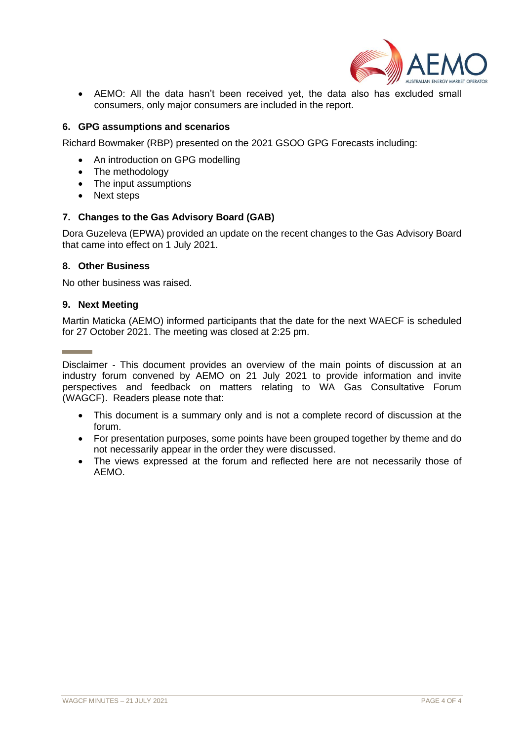- AEMO: All the data hasn't been received yet, the data also has excluded small consumers, only major consumers are included in the report.

## 6. GPG assumptions and scenarios

Richard Bowmaker (RBP) presented on the 2021 GSOO GPG Forecasts including:

- An introduction on GPG modelling
- The methodology
- The input assumptions
- Next steps

## 7. Changes to the Gas Advisory Board (GAB)

Dora Guzeleva (EPWA) provided an update on the recent changes to the Gas Advisory Board that came into effect on 1 July 2021.

## 8. Other Business

No other business was raised.

## 9. Next Meeting

Martin Maticka (AEMO) informed participants that the date for the next WAECF is scheduled for 27 October 2021. The meeting was closed at 2:25 pm.

---

Disclaimer - This document provides an overview of the main points of discussion at an industry forum convened by AEMO on 21 July 2021 to provide information and invite perspectives and feedback on matters relating to WA Gas Consultative Forum (WAGCF). Readers please note that:

- This document is a summary only and is not a complete record of discussion at the forum.
- For presentation purposes, some points have been grouped together by theme and do not necessarily appear in the order they were discussed.
- The views expressed at the forum and reflected here are not necessarily those of AEMO.